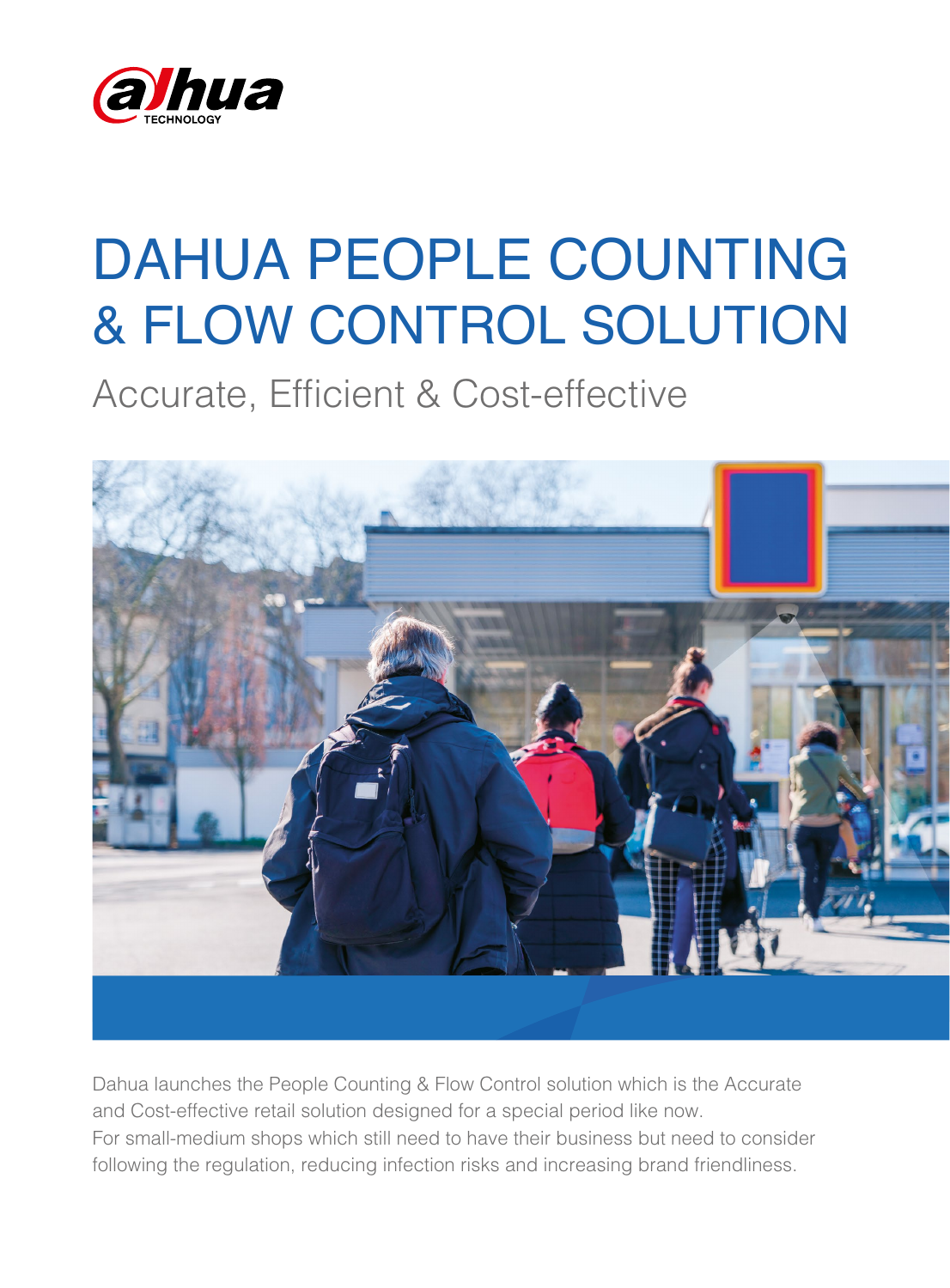# DAHUA PEOPLE COUNTING & FLOW CONTROL SOLUTION

## Accurate, Efficient & Cost-effective

Dahua launches the People Counting & Flow Control solution which is the Accurate and Cost-effective retail solution designed for a special period like now.
For small-medium shops which still need to have their business but need to consider following the regulation, reducing infection risks and increasing brand friendliness.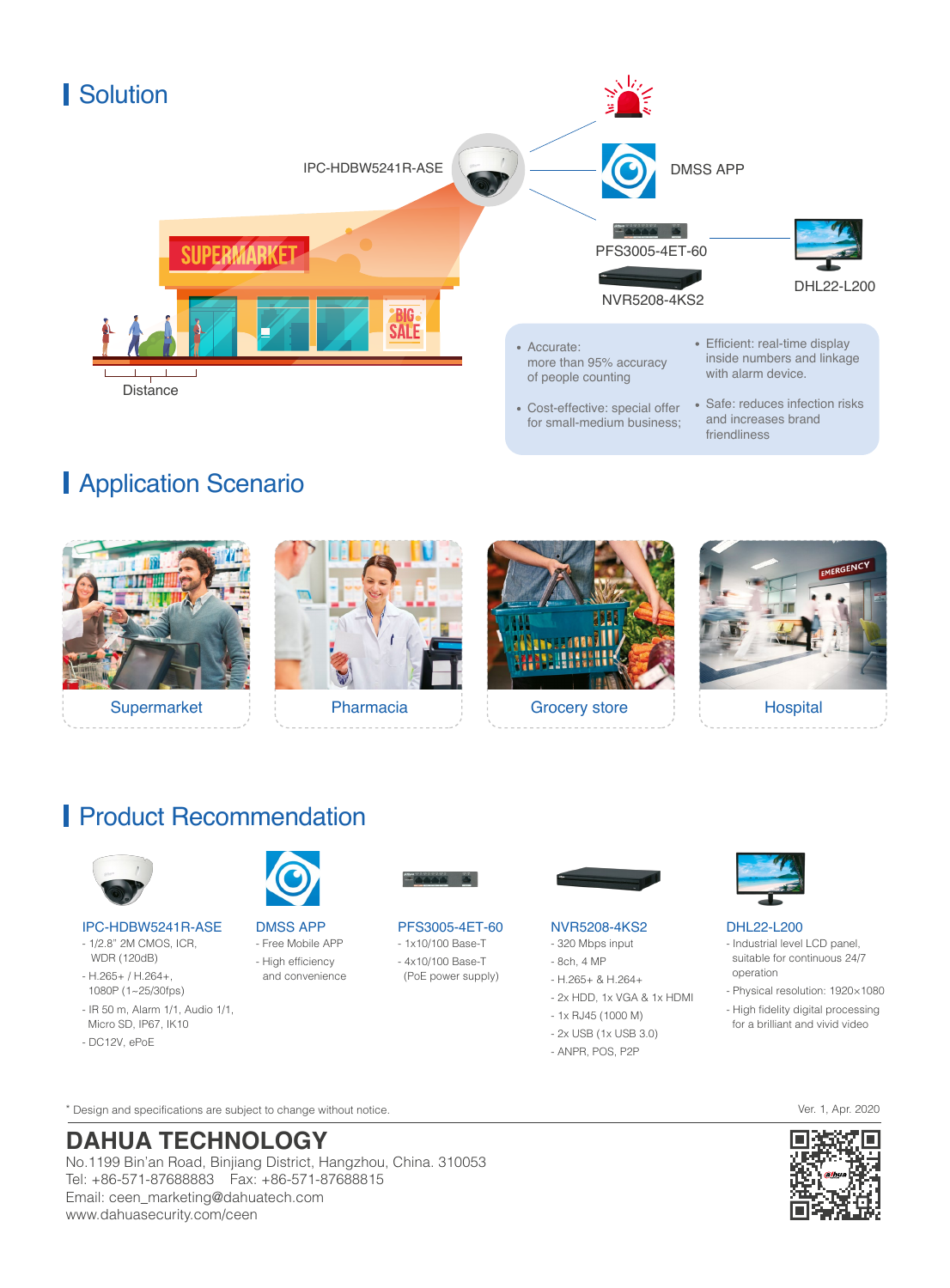## Solution

IPC-HDBW5241R-ASE

DMSS APP

PFS3005-4ET-60

NVR5208-4KS2

DHL22-L200

Distance

- Accurate: more than 95% accuracy of people counting
- Cost-effective: special offer for small-medium business;
- Efficient: real-time display inside numbers and linkage with alarm device.
- Safe: reduces infection risks and increases brand friendliness

## Application Scenario

Supermarket

Pharmacia

Grocery store

Hospital

## Product Recommendation

**IPC-HDBW5241R-ASE**
- 1/2.8" 2M CMOS, ICR, WDR (120dB)
- H.265+ / H.264+, 1080P (1~25/30fps)
- IR 50 m, Alarm 1/1, Audio 1/1, Micro SD, IP67, IK10
- DC12V, ePoE

**DMSS APP**
- Free Mobile APP
- High efficiency and convenience

**PFS3005-4ET-60**
- 1x10/100 Base-T
- 4x10/100 Base-T (PoE power supply)

**NVR5208-4KS2**
- 320 Mbps input
- 8ch, 4 MP
- H.265+ & H.264+
- 2x HDD, 1x VGA & 1x HDMI
- 1x RJ45 (1000 M)
- 2x USB (1x USB 3.0)
- ANPR, POS, P2P

**DHL22-L200**
- Industrial level LCD panel, suitable for continuous 24/7 operation
- Physical resolution: 1920×1080
- High fidelity digital processing for a brilliant and vivid video

* Design and specifications are subject to change without notice.

Ver. 1, Apr. 2020

**DAHUA TECHNOLOGY**

No.1199 Bin'an Road, Binjiang District, Hangzhou, China. 310053
Tel: +86-571-87688883 Fax: +86-571-87688815
Email: ceen_marketing@dahuatech.com
www.dahuasecurity.com/ceen